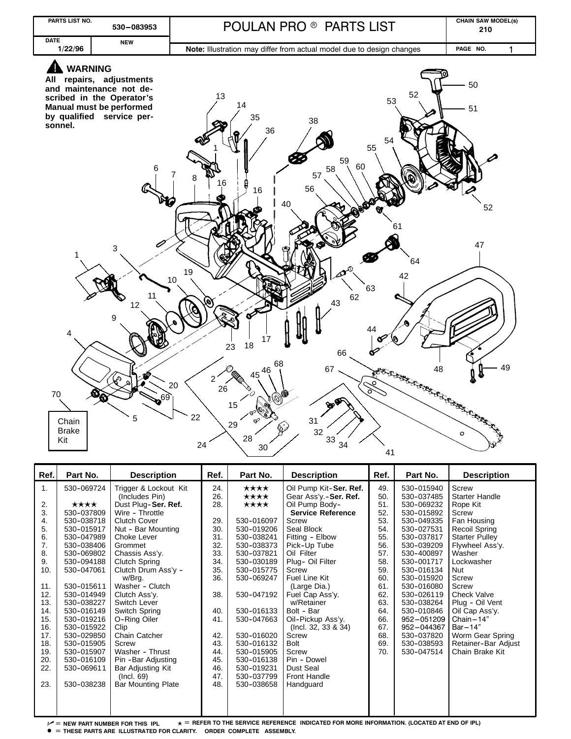| PARTS LIST NO. 530–083953 | POULAN PRO ® PARTS LIST | CHAIN SAW MODEL(s) 210 |
|---|---|---|
| DATE 1/22/96 NEW | **Note:** Illustration may differ from actual model due to design changes | |

**⚠ WARNING**

**All repairs, adjustments and maintenance not described in the Operator's Manual must be performed by qualified service personnel.**

Chain Brake Kit

| Ref. | Part No. | Description | Ref. | Part No. | Description | Ref. | Part No. | Description |
|---|---|---|---|---|---|---|---|---|
| 1. | 530-069724 | Trigger & Lockout Kit (Includes Pin) | 24. | ★★★★ | Oil Pump Kit-**Ser. Ref.** | 49. | 530-015940 | Screw |
| 2. | ★★★★ | Dust Plug-**Ser. Ref.** | 26. | ★★★★ | Gear Ass'y.-**Ser. Ref.** | 50. | 530-037485 | Starter Handle |
| 3. | 530-037809 | Wire - Throttle | 28. | ★★★★ | Oil Pump Body-**Service Reference** | 51. | 530-069232 | Rope Kit |
| 4. | 530-038718 | Clutch Cover | 29. | 530-016097 | Screw | 52. | 530-015892 | Screw |
| 5. | 530-015917 | Nut - Bar Mounting | 30. | 530-019206 | Seal Block | 53. | 530-049335 | Fan Housing |
| 6. | 530-047989 | Choke Lever | 31. | 530-038241 | Fitting - Elbow | 54. | 530-027531 | Recoil Spring |
| 7. | 530-038406 | Grommet | 32. | 530-038373 | Pick-Up Tube | 55. | 530-037817 | Starter Pulley |
| 8. | 530-069802 | Chassis Ass'y. | 33. | 530-037821 | Oil Filter | 56. | 530-039209 | Flywheel Ass'y. |
| 9. | 530-094188 | Clutch Spring | 34. | 530-030189 | Plug- Oil Filter | 57. | 530-400897 | Washer |
| 10. | 530-047061 | Clutch Drum Ass'y - w/Brg. | 35. | 530-015775 | Screw | 58. | 530-001717 | Lockwasher |
| 11. | 530-015611 | Washer - Clutch | 36. | 530-069247 | Fuel Line Kit (Large Dia.) | 59. | 530-016134 | Nut |
| 12. | 530-014949 | Clutch Ass'y. | 38. | 530-047192 | Fuel Cap Ass'y. w/Retainer | 60. | 530-015920 | Screw |
| 13. | 530-038227 | Switch Lever | 40. | 530-016133 | Bolt - Bar | 61. | 530-016080 | Screw |
| 14. | 530-016149 | Switch Spring | 41. | 530-047663 | Oil-Pickup Ass'y. (Incl. 32, 33 & 34) | 62. | 530-026119 | Check Valve |
| 15. | 530-019216 | O-Ring Oiler | 42. | 530-016020 | Screw | 63. | 530-038264 | Plug - Oil Vent |
| 16. | 530-015922 | Clip | 43. | 530-016132 | Bolt | 64. | 530-010846 | Oil Cap Ass'y. |
| 17. | 530-029850 | Chain Catcher | 44. | 530-015905 | Screw | 66. | 952–051209 | Chain–14" |
| 18. | 530-015905 | Screw | 45. | 530-016138 | Pin - Dowel | 67. | 952–044367 | Bar–14" |
| 19. | 530-015907 | Washer - Thrust | 46. | 530-019231 | Dust Seal | 68. | 530-037820 | Worm Gear Spring |
| 20. | 530-016109 | Pin -Bar Adjusting | 47. | 530-037799 | Front Handle | 69. | 530-038593 | Retainer-Bar Adjust |
| 22. | 530-069611 | Bar Adjusting Kit (Incl. 69) | 48. | 530-038658 | Handguard | 70. | 530-047514 | Chain Brake Kit |
| 23. | 530-038238 | Bar Mounting Plate | | | | | | |

✓ = NEW PART NUMBER FOR THIS IPL ★ = REFER TO THE SERVICE REFERENCE INDICATED FOR MORE INFORMATION. (LOCATED AT END OF IPL)
● = THESE PARTS ARE ILLUSTRATED FOR CLARITY. ORDER COMPLETE ASSEMBLY.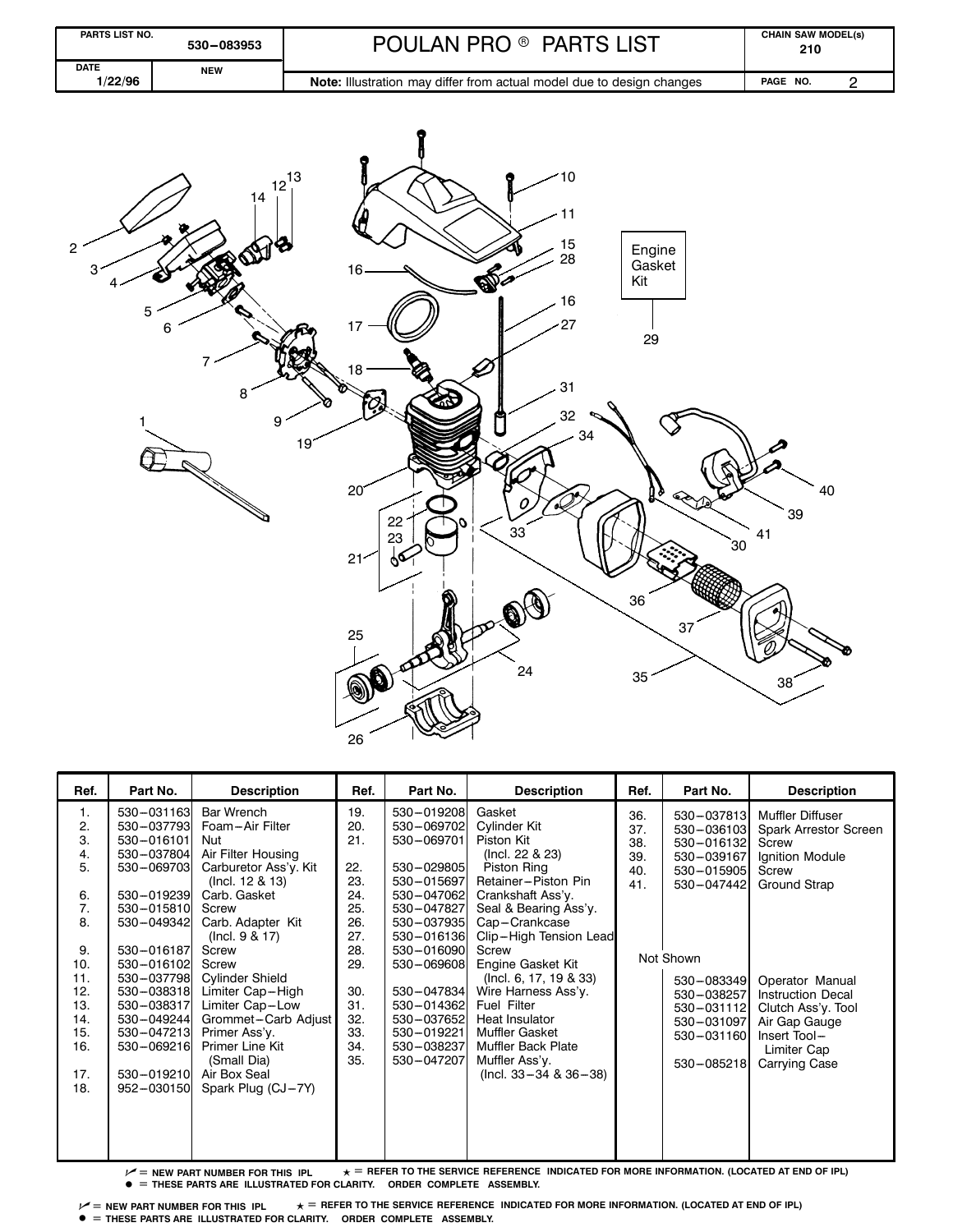| PARTS LIST NO. 530–083953 | POULAN PRO ® PARTS LIST | CHAIN SAW MODEL(s) 210 |
|---|---|---|
| DATE 1/22/96 NEW | Note: Illustration may differ from actual model due to design changes | PAGE NO. 2 |

| Ref. | Part No. | Description | Ref. | Part No. | Description | Ref. | Part No. | Description |
|---|---|---|---|---|---|---|---|---|
| 1. | 530–031163 | Bar Wrench | 19. | 530–019208 | Gasket | 36. | 530–037813 | Muffler Diffuser |
| 2. | 530–037793 | Foam–Air Filter | 20. | 530–069702 | Cylinder Kit | 37. | 530–036103 | Spark Arrestor Screen |
| 3. | 530–016101 | Nut | 21. | 530–069701 | Piston Kit (Incl. 22 & 23) | 38. | 530–016132 | Screw |
| 4. | 530–037804 | Air Filter Housing | 22. | 530–029805 | Piston Ring | 39. | 530–039167 | Ignition Module |
| 5. | 530–069703 | Carburetor Ass'y. Kit (Incl. 12 & 13) | 23. | 530–015697 | Retainer–Piston Pin | 40. | 530–015905 | Screw |
| 6. | 530–019239 | Carb. Gasket | 24. | 530–047062 | Crankshaft Ass'y. | 41. | 530–047442 | Ground Strap |
| 7. | 530–015810 | Screw | 25. | 530–047827 | Seal & Bearing Ass'y. | | | |
| 8. | 530–049342 | Carb. Adapter Kit (Incl. 9 & 17) | 26. | 530–037935 | Cap–Crankcase | | | |
| 9. | 530–016187 | Screw | 27. | 530–016136 | Clip–High Tension Lead | | | |
| 10. | 530–016102 | Screw | 28. | 530–016090 | Screw | Not Shown | | |
| 11. | 530–037798 | Cylinder Shield | 29. | 530–069608 | Engine Gasket Kit (Incl. 6, 17, 19 & 33) | | 530–083349 | Operator Manual |
| 12. | 530–038318 | Limiter Cap–High | 30. | 530–047834 | Wire Harness Ass'y. | | 530–038257 | Instruction Decal |
| 13. | 530–038317 | Limiter Cap–Low | 31. | 530–014362 | Fuel Filter | | 530–031112 | Clutch Ass'y. Tool |
| 14. | 530–049244 | Grommet–Carb Adjust | 32. | 530–037652 | Heat Insulator | | 530–031097 | Air Gap Gauge |
| 15. | 530–047213 | Primer Ass'y. | 33. | 530–019221 | Muffler Gasket | | 530–031160 | Insert Tool–Limiter Cap |
| 16. | 530–069216 | Primer Line Kit (Small Dia) | 34. | 530–038237 | Muffler Back Plate | | 530–085218 | Carrying Case |
| 17. | 530–019210 | Air Box Seal | 35. | 530–047207 | Muffler Ass'y. (Incl. 33–34 & 36–38) | | | |
| 18. | 952–030150 | Spark Plug (CJ–7Y) | | | | | | |

✓ = NEW PART NUMBER FOR THIS IPL ★ = REFER TO THE SERVICE REFERENCE INDICATED FOR MORE INFORMATION. (LOCATED AT END OF IPL)
● = THESE PARTS ARE ILLUSTRATED FOR CLARITY. ORDER COMPLETE ASSEMBLY.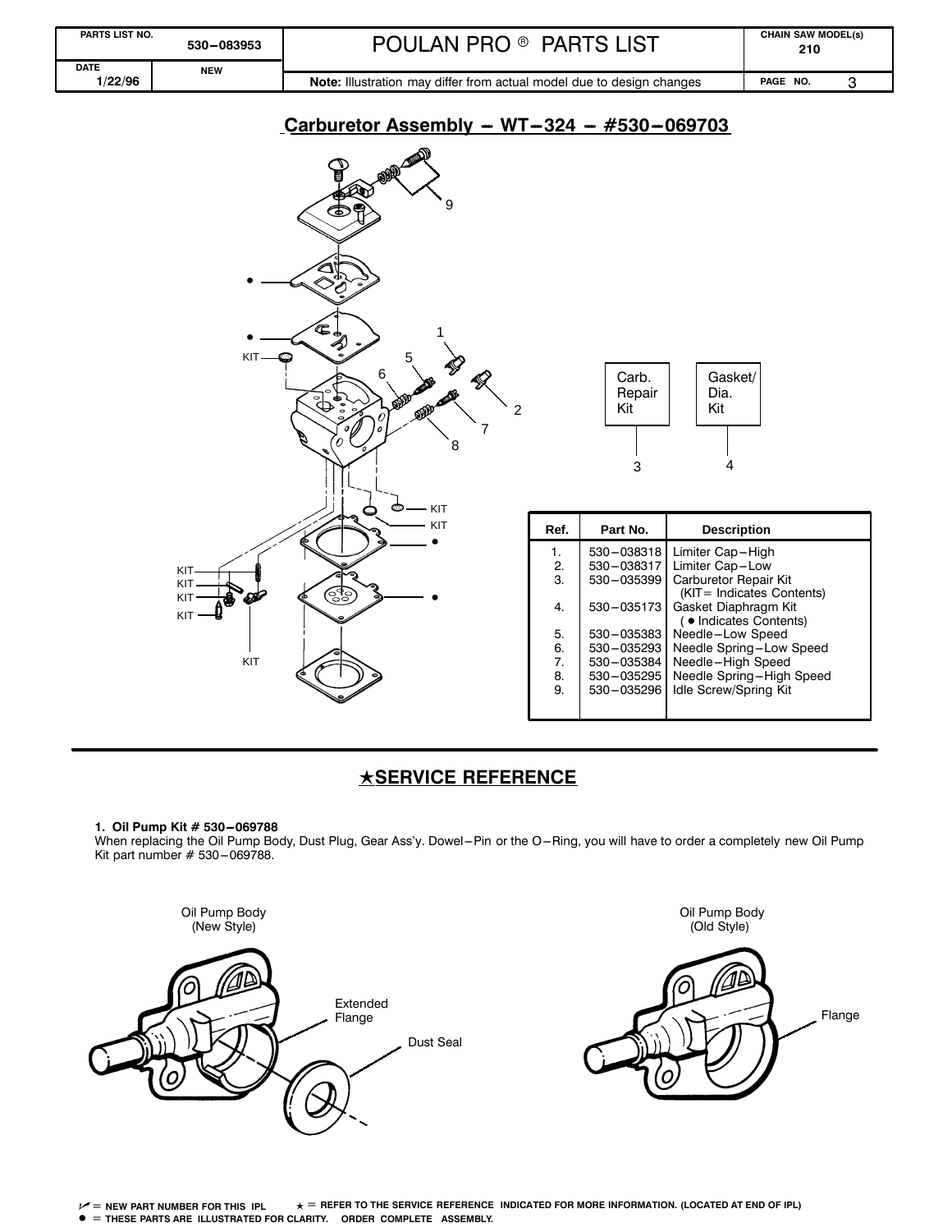| PARTS LIST NO. 530–083953 | POULAN PRO ® PARTS LIST | CHAIN SAW MODEL(s) 210 |
| --- | --- | --- |
| DATE 1/22/96 NEW | Note: Illustration may differ from actual model due to design changes | PAGE NO. 3 |

## Carburetor Assembly – WT–324 – #530–069703

9
1
5
6
2
7
8
KIT
KIT
KIT
KIT
KIT
KIT
KIT
KIT

Carb. Repair Kit
3

Gasket/ Dia. Kit
4

| Ref. | Part No. | Description |
| --- | --- | --- |
| 1. | 530–038318 | Limiter Cap–High |
| 2. | 530–038317 | Limiter Cap–Low |
| 3. | 530–035399 | Carburetor Repair Kit (KIT= Indicates Contents) |
| 4. | 530–035173 | Gasket Diaphragm Kit ( ● Indicates Contents) |
| 5. | 530–035383 | Needle–Low Speed |
| 6. | 530–035293 | Needle Spring–Low Speed |
| 7. | 530–035384 | Needle–High Speed |
| 8. | 530–035295 | Needle Spring–High Speed |
| 9. | 530–035296 | Idle Screw/Spring Kit |

## ★SERVICE REFERENCE

**1. Oil Pump Kit # 530–069788**

When replacing the Oil Pump Body, Dust Plug, Gear Ass'y. Dowel–Pin or the O–Ring, you will have to order a completely new Oil Pump Kit part number # 530–069788.

Oil Pump Body (New Style)
Extended Flange
Dust Seal

Oil Pump Body (Old Style)
Flange

✓ = NEW PART NUMBER FOR THIS IPL ★ = REFER TO THE SERVICE REFERENCE INDICATED FOR MORE INFORMATION. (LOCATED AT END OF IPL)

● = THESE PARTS ARE ILLUSTRATED FOR CLARITY. ORDER COMPLETE ASSEMBLY.